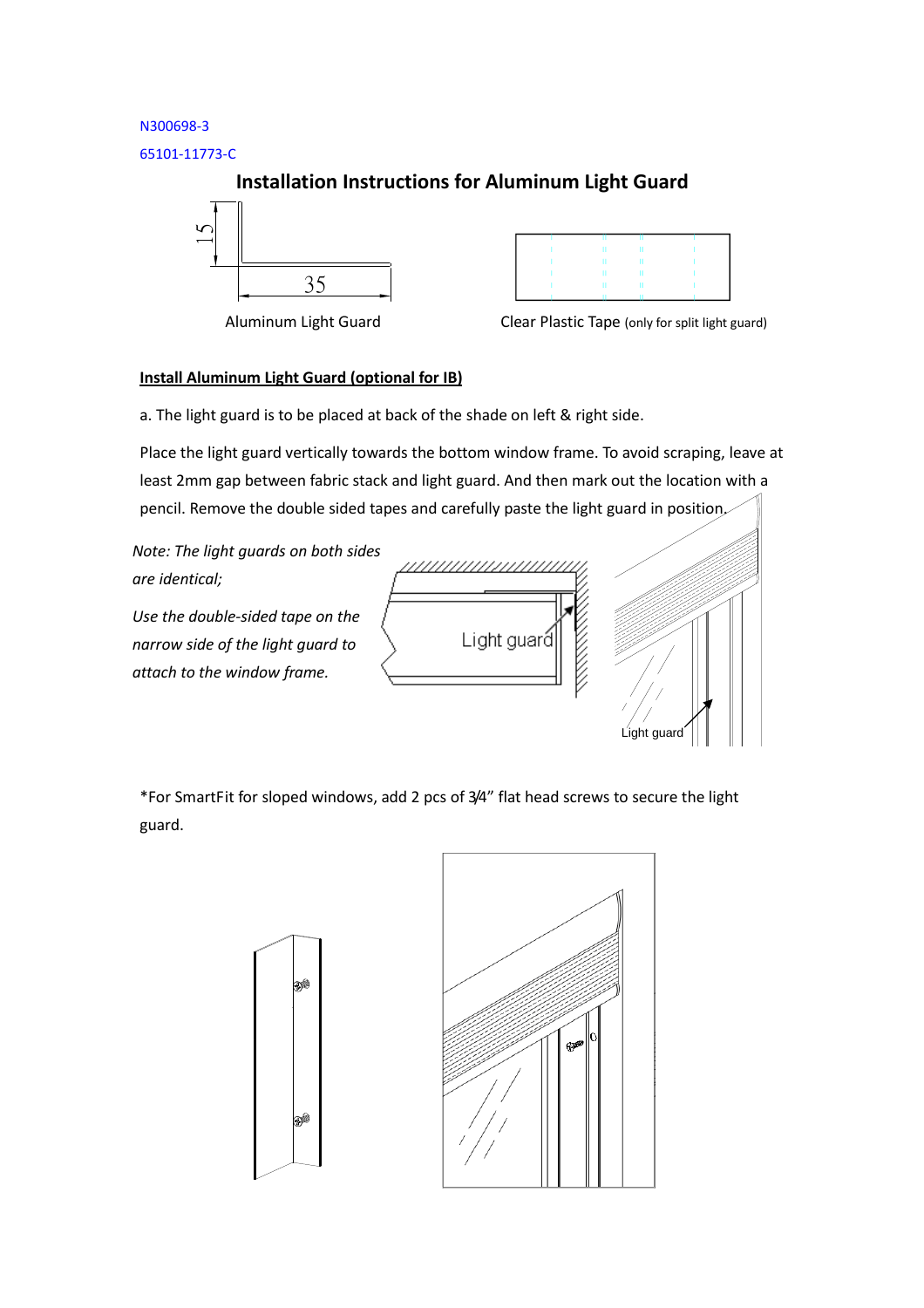N300698-3

65101-11773-C

# Installation Instructions for Aluminum Light Guard

15

35

Aluminum Light Guard

Clear Plastic Tape (only for split light guard)

**Install Aluminum Light Guard (optional for IB)**

a. The light guard is to be placed at back of the shade on left & right side.

Place the light guard vertically towards the bottom window frame. To avoid scraping, leave at least 2mm gap between fabric stack and light guard. And then mark out the location with a pencil. Remove the double sided tapes and carefully paste the light guard in position.

*Note: The light guards on both sides are identical;*

*Use the double-sided tape on the narrow side of the light guard to attach to the window frame.*

Light guard

Light guard

*For SmartFit for sloped windows, add 2 pcs of 3/4" flat head screws to secure the light guard.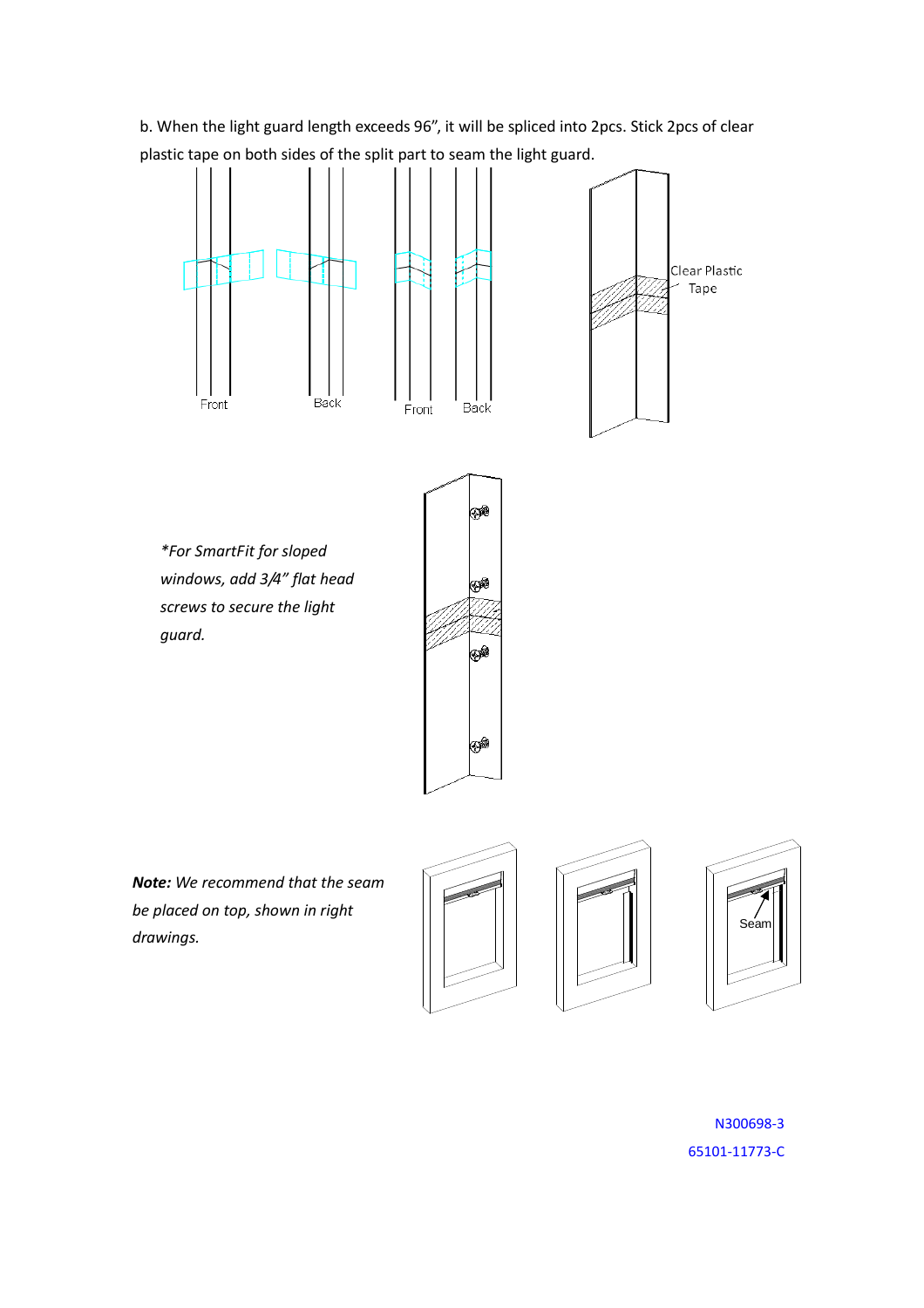b. When the light guard length exceeds 96", it will be spliced into 2pcs. Stick 2pcs of clear plastic tape on both sides of the split part to seam the light guard.

Front

Back

Front

Back

Clear Plastic Tape

*\*For SmartFit for sloped windows, add 3/4" flat head screws to secure the light guard.*

***Note:** We recommend that the seam be placed on top, shown in right drawings.*

Seam

N300698-3

65101-11773-C